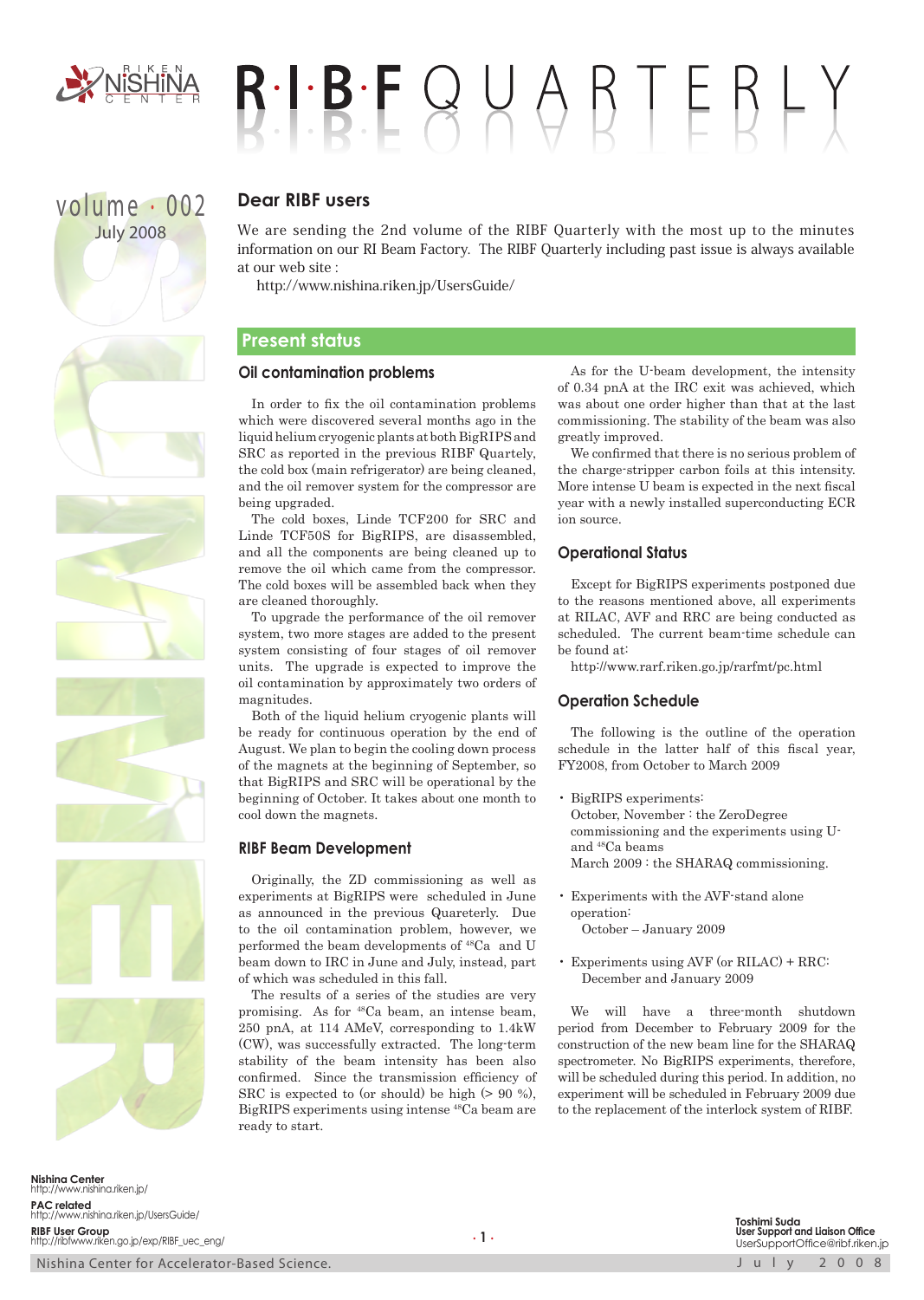# R·I·B·F QUARTERLY

volume · 002
July 2008

## Dear RIBF users

We are sending the 2nd volume of the RIBF Quarterly with the most up to the minutes information on our RI Beam Factory. The RIBF Quarterly including past issue is always available at our web site :

http://www.nishina.riken.jp/UsersGuide/

## Present status

### Oil contamination problems

In order to fix the oil contamination problems which were discovered several months ago in the liquid helium cryogenic plants at both BigRIPS and SRC as reported in the previous RIBF Quarterly, the cold box (main refrigerator) are being cleaned, and the oil remover system for the compressor are being upgraded.

The cold boxes, Linde TCF200 for SRC and Linde TCF50S for BigRIPS, are disassembled, and all the components are being cleaned up to remove the oil which came from the compressor. The cold boxes will be assembled back when they are cleaned thoroughly.

To upgrade the performance of the oil remover system, two more stages are added to the present system consisting of four stages of oil remover units. The upgrade is expected to improve the oil contamination by approximately two orders of magnitudes.

Both of the liquid helium cryogenic plants will be ready for continuous operation by the end of August. We plan to begin the cooling down process of the magnets at the beginning of September, so that BigRIPS and SRC will be operational by the beginning of October. It takes about one month to cool down the magnets.

### RIBF Beam Development

Originally, the ZD commissioning as well as experiments at BigRIPS were scheduled in June as announced in the previous Quareterly. Due to the oil contamination problem, however, we performed the beam developments of $^{48}$Ca and U beam down to IRC in June and July, instead, part of which was scheduled in this fall.

The results of a series of the studies are very promising. As for $^{48}$Ca beam, an intense beam, 250 pnA, at 114 AMeV, corresponding to 1.4kW (CW), was successfully extracted. The long-term stability of the beam intensity has been also confirmed. Since the transmission efficiency of SRC is expected to (or should) be high (> 90 %), BigRIPS experiments using intense $^{48}$Ca beam are ready to start.

As for the U-beam development, the intensity of 0.34 pnA at the IRC exit was achieved, which was about one order higher than that at the last commissioning. The stability of the beam was also greatly improved.

We confirmed that there is no serious problem of the charge-stripper carbon foils at this intensity. More intense U beam is expected in the next fiscal year with a newly installed superconducting ECR ion source.

### Operational Status

Except for BigRIPS experiments postponed due to the reasons mentioned above, all experiments at RILAC, AVF and RRC are being conducted as scheduled. The current beam-time schedule can be found at:

http://www.rarf.riken.go.jp/rarfmt/pc.html

### Operation Schedule

The following is the outline of the operation schedule in the latter half of this fiscal year, FY2008, from October to March 2009

- BigRIPS experiments:
  October, November : the ZeroDegree commissioning and the experiments using U- and $^{48}$Ca beams
  March 2009 : the SHARAQ commissioning.
- Experiments with the AVF-stand alone operation:
  October – January 2009
- Experiments using AVF (or RILAC) + RRC:
  December and January 2009

We will have a three-month shutdown period from December to February 2009 for the construction of the new beam line for the SHARAQ spectrometer. No BigRIPS experiments, therefore, will be scheduled during this period. In addition, no experiment will be scheduled in February 2009 due to the replacement of the interlock system of RIBF.

**Nishina Center**
http://www.nishina.riken.jp/

**PAC related**
http://www.nishina.riken.jp/UsersGuide/

**RIBF User Group**
http://ribfwww.riken.go.jp/exp/RIBF_uec_eng/

**Toshimi Suda**
**User Support and Liaison Office**
UserSupportOffice@ribf.riken.jp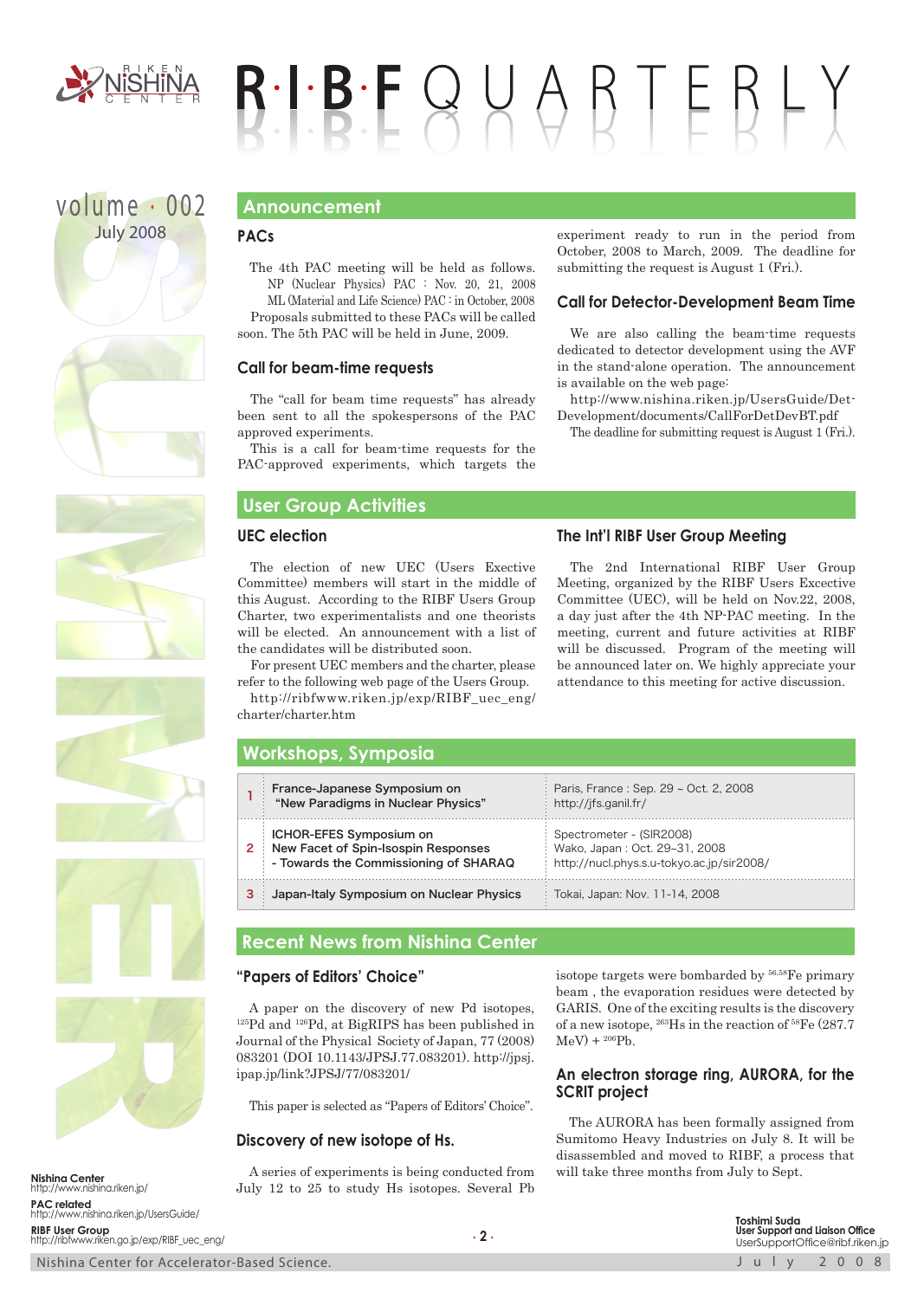# R·I·B·F QUARTERLY

volume · 002
July 2008

## Announcement

### PACs

The 4th PAC meeting will be held as follows.
NP (Nuclear Physics) PAC : Nov. 20, 21, 2008
ML (Material and Life Science) PAC : in October, 2008
Proposals submitted to these PACs will be called soon. The 5th PAC will be held in June, 2009.

### Call for beam-time requests

The "call for beam time requests" has already been sent to all the spokespersons of the PAC approved experiments.
This is a call for beam-time requests for the PAC-approved experiments, which targets the experiment ready to run in the period from October, 2008 to March, 2009. The deadline for submitting the request is August 1 (Fri.).

### Call for Detector-Development Beam Time

We are also calling the beam-time requests dedicated to detector development using the AVF in the stand-alone operation. The announcement is available on the web page:
http://www.nishina.riken.jp/UsersGuide/Det-Development/documents/CallForDetDevBT.pdf
The deadline for submitting request is August 1 (Fri.).

## User Group Activities

### UEC election

The election of new UEC (Users Exective Committee) members will start in the middle of this August. According to the RIBF Users Group Charter, two experimentalists and one theorists will be elected. An announcement with a list of the candidates will be distributed soon.
For present UEC members and the charter, please refer to the following web page of the Users Group.
http://ribfwww.riken.jp/exp/RIBF_uec_eng/charter/charter.htm

### The Int'l RIBF User Group Meeting

The 2nd International RIBF User Group Meeting, organized by the RIBF Users Excective Committee (UEC), will be held on Nov.22, 2008, a day just after the 4th NP-PAC meeting. In the meeting, current and future activities at RIBF will be discussed. Program of the meeting will be announced later on. We highly appreciate your attendance to this meeting for active discussion.

## Workshops, Symposia

| | | |
|---|---|---|
| 1 | France-Japanese Symposium on "New Paradigms in Nuclear Physics" | Paris, France : Sep. 29 ~ Oct. 2, 2008<br>http://jfs.ganil.fr/ |
| 2 | ICHOR-EFES Symposium on New Facet of Spin-Isospin Responses - Towards the Commissioning of SHARAQ | Spectrometer - (SIR2008)<br>Wako, Japan : Oct. 29–31, 2008<br>http://nucl.phys.s.u-tokyo.ac.jp/sir2008/ |
| 3 | Japan-Italy Symposium on Nuclear Physics | Tokai, Japan: Nov. 11-14, 2008 |

## Recent News from Nishina Center

### "Papers of Editors' Choice"

A paper on the discovery of new Pd isotopes, $^{125}$Pd and $^{126}$Pd, at BigRIPS has been published in Journal of the Physical Society of Japan, 77 (2008) 083201 (DOI 10.1143/JPSJ.77.083201). http://jpsj.ipap.jp/link?JPSJ/77/083201/

This paper is selected as "Papers of Editors' Choice".

### Discovery of new isotope of Hs.

A series of experiments is being conducted from July 12 to 25 to study Hs isotopes. Several Pb isotope targets were bombarded by $^{56,58}$Fe primary beam , the evaporation residues were detected by GARIS. One of the exciting results is the discovery of a new isotope, $^{263}$Hs in the reaction of $^{58}$Fe (287.7 MeV) + $^{206}$Pb.

### An electron storage ring, AURORA, for the SCRIT project

The AURORA has been formally assigned from Sumitomo Heavy Industries on July 8. It will be disassembled and moved to RIBF, a process that will take three months from July to Sept.

**Nishina Center**
http://www.nishina.riken.jp/
**PAC related**
http://www.nishina.riken.jp/UsersGuide/
**RIBF User Group**
http://ribfwww.riken.go.jp/exp/RIBF_uec_eng/

**Toshimi Suda**
**User Support and Liaison Office**
UserSupportOffice@ribf.riken.jp